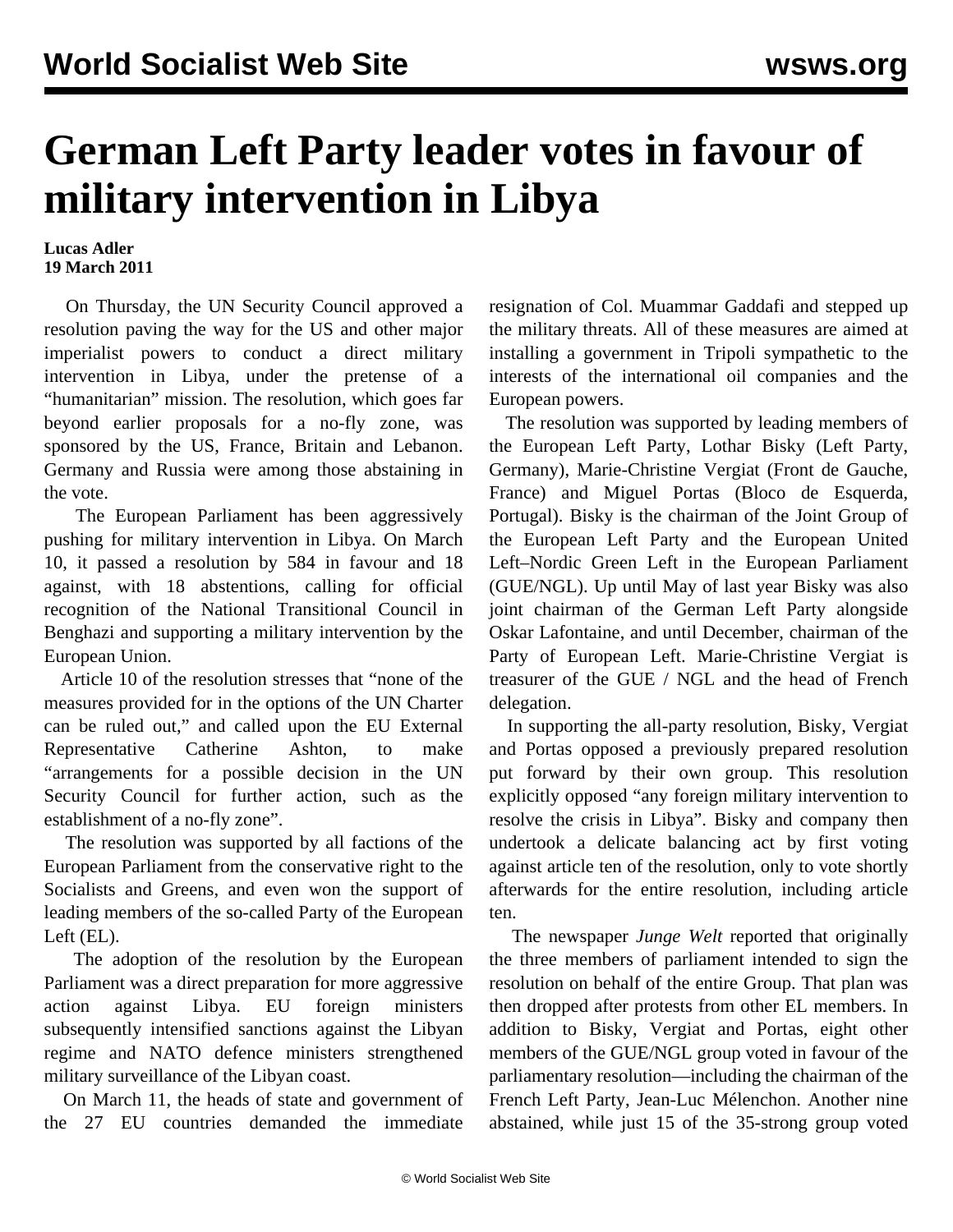# German Left Party leader votes in favour of military intervention in Libya

**Lucas Adler**
**19 March 2011**

On Thursday, the UN Security Council approved a resolution paving the way for the US and other major imperialist powers to conduct a direct military intervention in Libya, under the pretense of a "humanitarian" mission. The resolution, which goes far beyond earlier proposals for a no-fly zone, was sponsored by the US, France, Britain and Lebanon. Germany and Russia were among those abstaining in the vote.

The European Parliament has been aggressively pushing for military intervention in Libya. On March 10, it passed a resolution by 584 in favour and 18 against, with 18 abstentions, calling for official recognition of the National Transitional Council in Benghazi and supporting a military intervention by the European Union.

Article 10 of the resolution stresses that "none of the measures provided for in the options of the UN Charter can be ruled out," and called upon the EU External Representative Catherine Ashton, to make "arrangements for a possible decision in the UN Security Council for further action, such as the establishment of a no-fly zone".

The resolution was supported by all factions of the European Parliament from the conservative right to the Socialists and Greens, and even won the support of leading members of the so-called Party of the European Left (EL).

The adoption of the resolution by the European Parliament was a direct preparation for more aggressive action against Libya. EU foreign ministers subsequently intensified sanctions against the Libyan regime and NATO defence ministers strengthened military surveillance of the Libyan coast.

On March 11, the heads of state and government of the 27 EU countries demanded the immediate resignation of Col. Muammar Gaddafi and stepped up the military threats. All of these measures are aimed at installing a government in Tripoli sympathetic to the interests of the international oil companies and the European powers.

The resolution was supported by leading members of the European Left Party, Lothar Bisky (Left Party, Germany), Marie-Christine Vergiat (Front de Gauche, France) and Miguel Portas (Bloco de Esquerda, Portugal). Bisky is the chairman of the Joint Group of the European Left Party and the European United Left–Nordic Green Left in the European Parliament (GUE/NGL). Up until May of last year Bisky was also joint chairman of the German Left Party alongside Oskar Lafontaine, and until December, chairman of the Party of European Left. Marie-Christine Vergiat is treasurer of the GUE / NGL and the head of French delegation.

In supporting the all-party resolution, Bisky, Vergiat and Portas opposed a previously prepared resolution put forward by their own group. This resolution explicitly opposed "any foreign military intervention to resolve the crisis in Libya". Bisky and company then undertook a delicate balancing act by first voting against article ten of the resolution, only to vote shortly afterwards for the entire resolution, including article ten.

The newspaper *Junge Welt* reported that originally the three members of parliament intended to sign the resolution on behalf of the entire Group. That plan was then dropped after protests from other EL members. In addition to Bisky, Vergiat and Portas, eight other members of the GUE/NGL group voted in favour of the parliamentary resolution—including the chairman of the French Left Party, Jean-Luc Mélenchon. Another nine abstained, while just 15 of the 35-strong group voted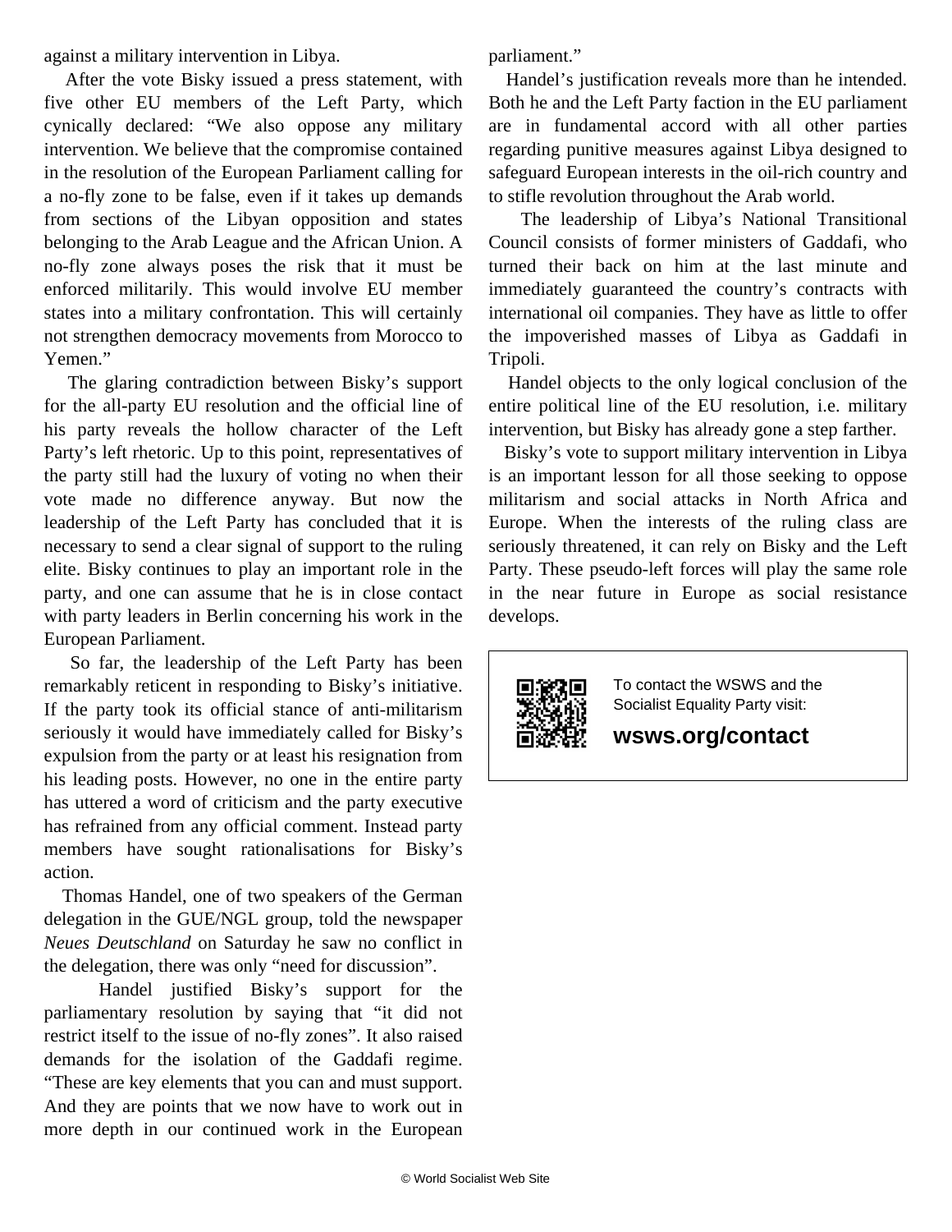against a military intervention in Libya.

After the vote Bisky issued a press statement, with five other EU members of the Left Party, which cynically declared: "We also oppose any military intervention. We believe that the compromise contained in the resolution of the European Parliament calling for a no-fly zone to be false, even if it takes up demands from sections of the Libyan opposition and states belonging to the Arab League and the African Union. A no-fly zone always poses the risk that it must be enforced militarily. This would involve EU member states into a military confrontation. This will certainly not strengthen democracy movements from Morocco to Yemen."

The glaring contradiction between Bisky's support for the all-party EU resolution and the official line of his party reveals the hollow character of the Left Party's left rhetoric. Up to this point, representatives of the party still had the luxury of voting no when their vote made no difference anyway. But now the leadership of the Left Party has concluded that it is necessary to send a clear signal of support to the ruling elite. Bisky continues to play an important role in the party, and one can assume that he is in close contact with party leaders in Berlin concerning his work in the European Parliament.

So far, the leadership of the Left Party has been remarkably reticent in responding to Bisky's initiative. If the party took its official stance of anti-militarism seriously it would have immediately called for Bisky's expulsion from the party or at least his resignation from his leading posts. However, no one in the entire party has uttered a word of criticism and the party executive has refrained from any official comment. Instead party members have sought rationalisations for Bisky's action.

Thomas Handel, one of two speakers of the German delegation in the GUE/NGL group, told the newspaper *Neues Deutschland* on Saturday he saw no conflict in the delegation, there was only "need for discussion".

Handel justified Bisky's support for the parliamentary resolution by saying that "it did not restrict itself to the issue of no-fly zones". It also raised demands for the isolation of the Gaddafi regime. "These are key elements that you can and must support. And they are points that we now have to work out in more depth in our continued work in the European parliament."

Handel's justification reveals more than he intended. Both he and the Left Party faction in the EU parliament are in fundamental accord with all other parties regarding punitive measures against Libya designed to safeguard European interests in the oil-rich country and to stifle revolution throughout the Arab world.

The leadership of Libya's National Transitional Council consists of former ministers of Gaddafi, who turned their back on him at the last minute and immediately guaranteed the country's contracts with international oil companies. They have as little to offer the impoverished masses of Libya as Gaddafi in Tripoli.

Handel objects to the only logical conclusion of the entire political line of the EU resolution, i.e. military intervention, but Bisky has already gone a step farther.

Bisky's vote to support military intervention in Libya is an important lesson for all those seeking to oppose militarism and social attacks in North Africa and Europe. When the interests of the ruling class are seriously threatened, it can rely on Bisky and the Left Party. These pseudo-left forces will play the same role in the near future in Europe as social resistance develops.

To contact the WSWS and the Socialist Equality Party visit:

**wsws.org/contact**